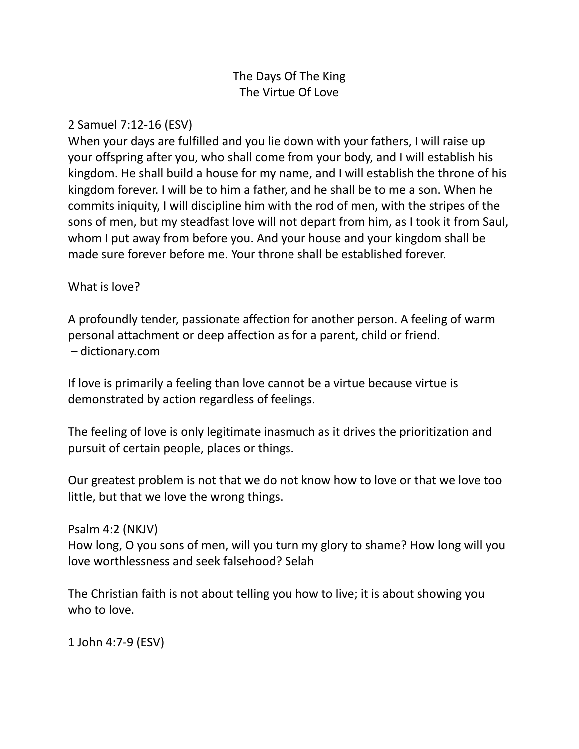# The Days Of The King
## The Virtue Of Love

2 Samuel 7:12-16 (ESV)
When your days are fulfilled and you lie down with your fathers, I will raise up your offspring after you, who shall come from your body, and I will establish his kingdom. He shall build a house for my name, and I will establish the throne of his kingdom forever. I will be to him a father, and he shall be to me a son. When he commits iniquity, I will discipline him with the rod of men, with the stripes of the sons of men, but my steadfast love will not depart from him, as I took it from Saul, whom I put away from before you. And your house and your kingdom shall be made sure forever before me. Your throne shall be established forever.

What is love?

A profoundly tender, passionate affection for another person. A feeling of warm personal attachment or deep affection as for a parent, child or friend.
– dictionary.com

If love is primarily a feeling than love cannot be a virtue because virtue is demonstrated by action regardless of feelings.

The feeling of love is only legitimate inasmuch as it drives the prioritization and pursuit of certain people, places or things.

Our greatest problem is not that we do not know how to love or that we love too little, but that we love the wrong things.

Psalm 4:2 (NKJV)
How long, O you sons of men, will you turn my glory to shame? How long will you love worthlessness and seek falsehood? Selah

The Christian faith is not about telling you how to live; it is about showing you who to love.

1 John 4:7-9 (ESV)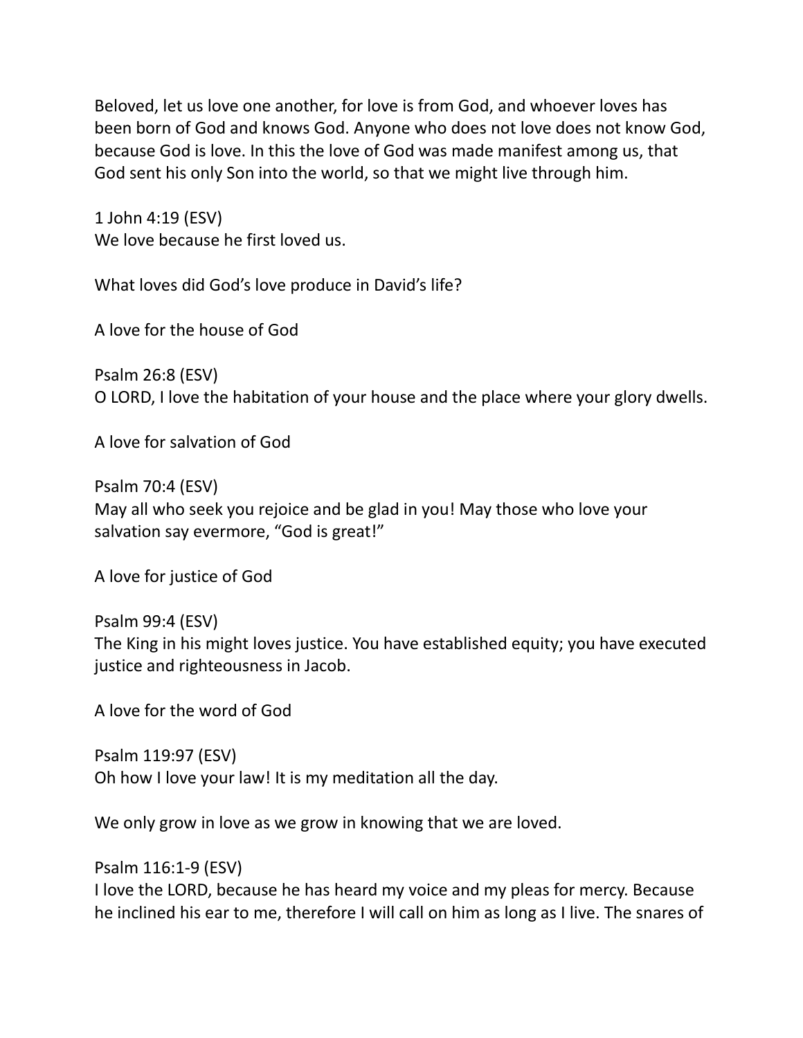Beloved, let us love one another, for love is from God, and whoever loves has been born of God and knows God. Anyone who does not love does not know God, because God is love. In this the love of God was made manifest among us, that God sent his only Son into the world, so that we might live through him.

1 John 4:19 (ESV)
We love because he first loved us.

What loves did God's love produce in David's life?

A love for the house of God

Psalm 26:8 (ESV)
O LORD, I love the habitation of your house and the place where your glory dwells.

A love for salvation of God

Psalm 70:4 (ESV)
May all who seek you rejoice and be glad in you! May those who love your salvation say evermore, "God is great!"

A love for justice of God

Psalm 99:4 (ESV)
The King in his might loves justice. You have established equity; you have executed justice and righteousness in Jacob.

A love for the word of God

Psalm 119:97 (ESV)
Oh how I love your law! It is my meditation all the day.

We only grow in love as we grow in knowing that we are loved.

Psalm 116:1-9 (ESV)
I love the LORD, because he has heard my voice and my pleas for mercy. Because he inclined his ear to me, therefore I will call on him as long as I live. The snares of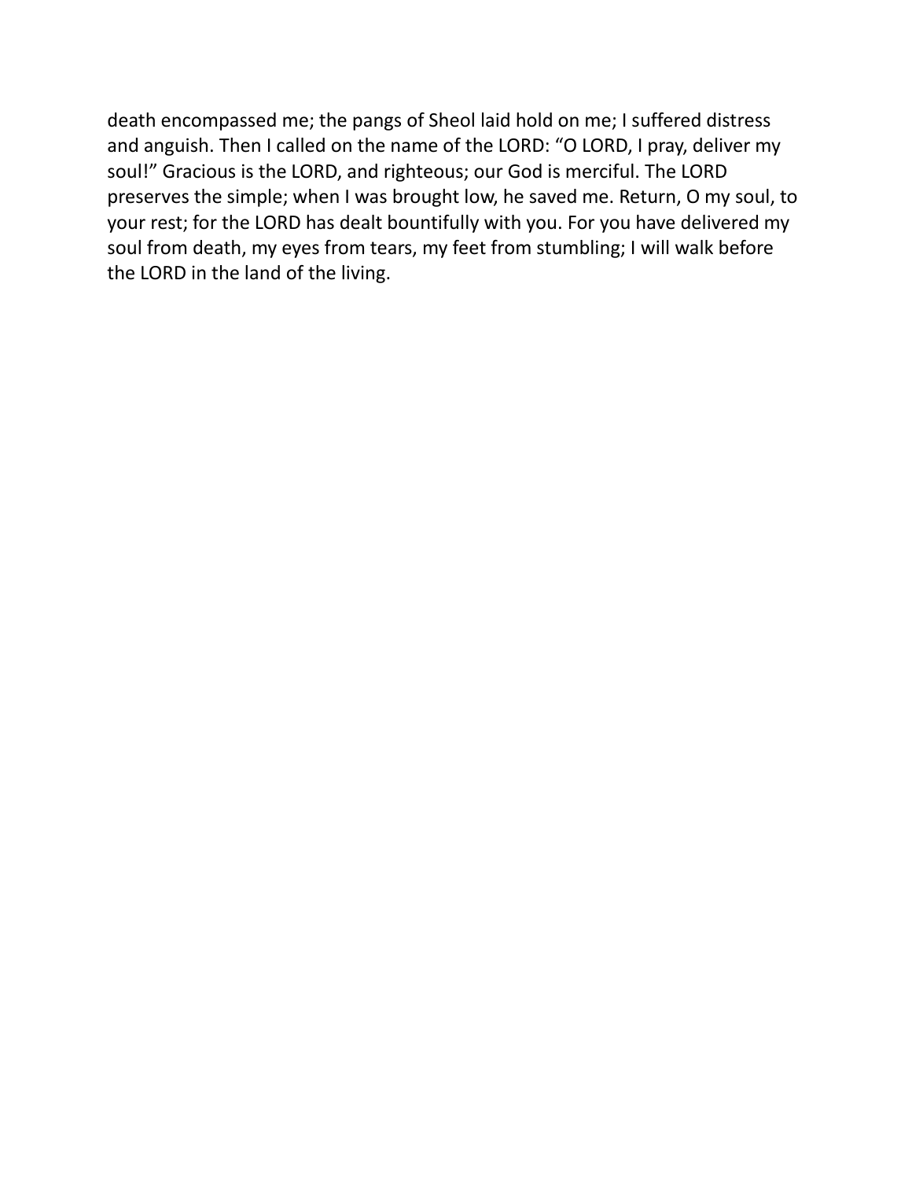death encompassed me; the pangs of Sheol laid hold on me; I suffered distress and anguish. Then I called on the name of the LORD: “O LORD, I pray, deliver my soul!” Gracious is the LORD, and righteous; our God is merciful. The LORD preserves the simple; when I was brought low, he saved me. Return, O my soul, to your rest; for the LORD has dealt bountifully with you. For you have delivered my soul from death, my eyes from tears, my feet from stumbling; I will walk before the LORD in the land of the living.